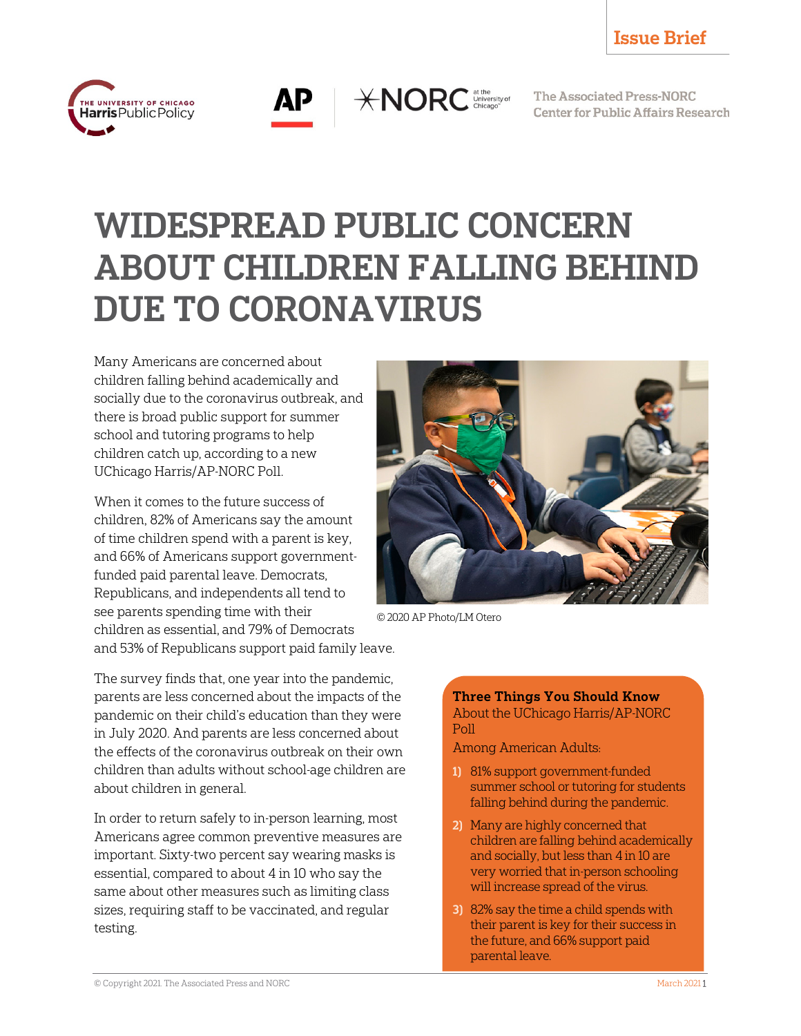Issue Brief

The Associated Press-NORC Center for Public Affairs Research

# WIDESPREAD PUBLIC CONCERN ABOUT CHILDREN FALLING BEHIND DUE TO CORONAVIRUS

Many Americans are concerned about children falling behind academically and socially due to the coronavirus outbreak, and there is broad public support for summer school and tutoring programs to help children catch up, according to a new UChicago Harris/AP-NORC Poll.

When it comes to the future success of children, 82% of Americans say the amount of time children spend with a parent is key, and 66% of Americans support government-funded paid parental leave. Democrats, Republicans, and independents all tend to see parents spending time with their children as essential, and 79% of Democrats and 53% of Republicans support paid family leave.

© 2020 AP Photo/LM Otero

The survey finds that, one year into the pandemic, parents are less concerned about the impacts of the pandemic on their child's education than they were in July 2020. And parents are less concerned about the effects of the coronavirus outbreak on their own children than adults without school-age children are about children in general.

In order to return safely to in-person learning, most Americans agree common preventive measures are important. Sixty-two percent say wearing masks is essential, compared to about 4 in 10 who say the same about other measures such as limiting class sizes, requiring staff to be vaccinated, and regular testing.

**Three Things You Should Know**
About the UChicago Harris/AP-NORC Poll

Among American Adults:

1) 81% support government-funded summer school or tutoring for students falling behind during the pandemic.
2) Many are highly concerned that children are falling behind academically and socially, but less than 4 in 10 are very worried that in-person schooling will increase spread of the virus.
3) 82% say the time a child spends with their parent is key for their success in the future, and 66% support paid parental leave.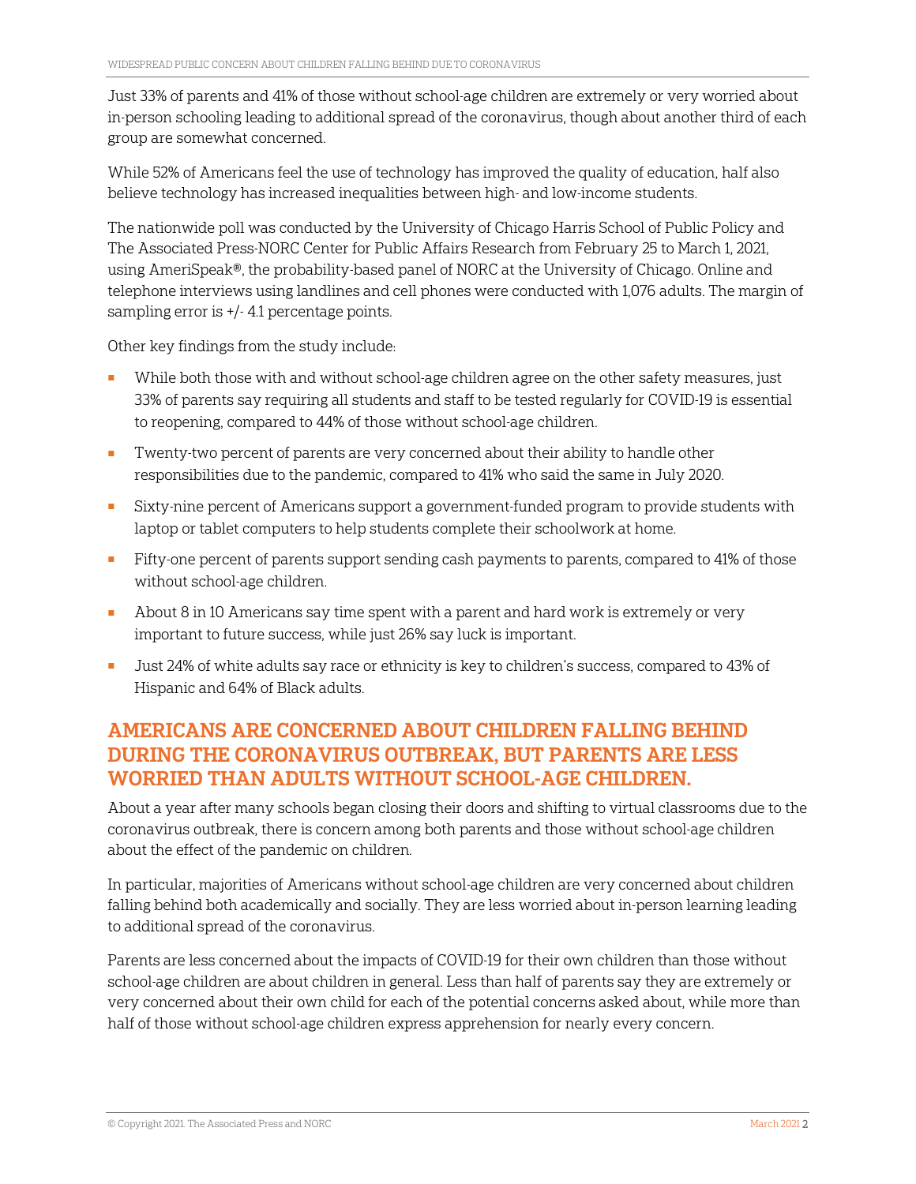Just 33% of parents and 41% of those without school-age children are extremely or very worried about in-person schooling leading to additional spread of the coronavirus, though about another third of each group are somewhat concerned.

While 52% of Americans feel the use of technology has improved the quality of education, half also believe technology has increased inequalities between high- and low-income students.

The nationwide poll was conducted by the University of Chicago Harris School of Public Policy and The Associated Press-NORC Center for Public Affairs Research from February 25 to March 1, 2021, using AmeriSpeak®, the probability-based panel of NORC at the University of Chicago. Online and telephone interviews using landlines and cell phones were conducted with 1,076 adults. The margin of sampling error is +/- 4.1 percentage points.

Other key findings from the study include:

- While both those with and without school-age children agree on the other safety measures, just 33% of parents say requiring all students and staff to be tested regularly for COVID-19 is essential to reopening, compared to 44% of those without school-age children.
- Twenty-two percent of parents are very concerned about their ability to handle other responsibilities due to the pandemic, compared to 41% who said the same in July 2020.
- Sixty-nine percent of Americans support a government-funded program to provide students with laptop or tablet computers to help students complete their schoolwork at home.
- Fifty-one percent of parents support sending cash payments to parents, compared to 41% of those without school-age children.
- About 8 in 10 Americans say time spent with a parent and hard work is extremely or very important to future success, while just 26% say luck is important.
- Just 24% of white adults say race or ethnicity is key to children's success, compared to 43% of Hispanic and 64% of Black adults.

## AMERICANS ARE CONCERNED ABOUT CHILDREN FALLING BEHIND DURING THE CORONAVIRUS OUTBREAK, BUT PARENTS ARE LESS WORRIED THAN ADULTS WITHOUT SCHOOL-AGE CHILDREN.

About a year after many schools began closing their doors and shifting to virtual classrooms due to the coronavirus outbreak, there is concern among both parents and those without school-age children about the effect of the pandemic on children.

In particular, majorities of Americans without school-age children are very concerned about children falling behind both academically and socially. They are less worried about in-person learning leading to additional spread of the coronavirus.

Parents are less concerned about the impacts of COVID-19 for their own children than those without school-age children are about children in general. Less than half of parents say they are extremely or very concerned about their own child for each of the potential concerns asked about, while more than half of those without school-age children express apprehension for nearly every concern.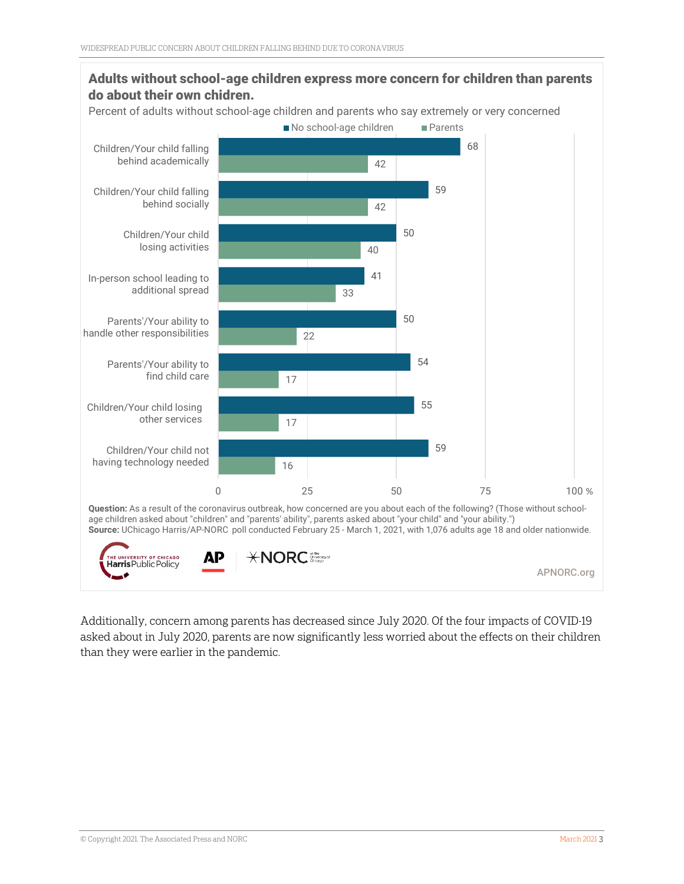**Adults without school-age children express more concern for children than parents do about their own chidren.**

Percent of adults without school-age children and parents who say extremely or very concerned

| | No school-age children | Parents |
|---|---|---|
| Children/Your child falling behind academically | 68 | 42 |
| Children/Your child falling behind socially | 59 | 42 |
| Children/Your child losing activities | 50 | 40 |
| In-person school leading to additional spread | 41 | 33 |
| Parents'/Your ability to handle other responsibilities | 50 | 22 |
| Parents'/Your ability to find child care | 54 | 17 |
| Children/Your child losing other services | 55 | 17 |
| Children/Your child not having technology needed | 59 | 16 |

**Question:** As a result of the coronavirus outbreak, how concerned are you about each of the following? (Those without school-age children asked about "children" and "parents' ability", parents asked about "your child" and "your ability.")
**Source:** UChicago Harris/AP-NORC poll conducted February 25 - March 1, 2021, with 1,076 adults age 18 and older nationwide.

APNORC.org

Additionally, concern among parents has decreased since July 2020. Of the four impacts of COVID-19 asked about in July 2020, parents are now significantly less worried about the effects on their children than they were earlier in the pandemic.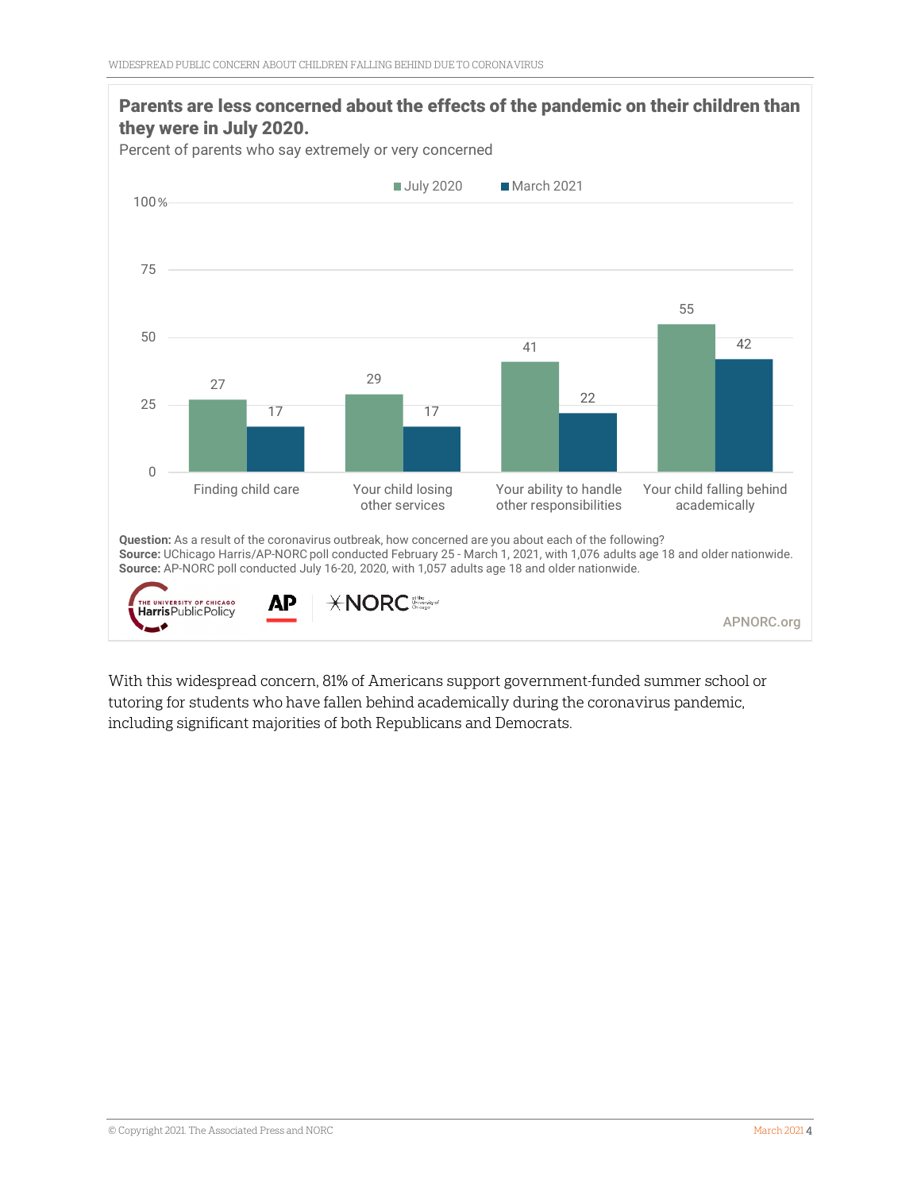**Parents are less concerned about the effects of the pandemic on their children than they were in July 2020.**

Percent of parents who say extremely or very concerned

| | July 2020 | March 2021 |
|---|---|---|
| Finding child care | 27 | 17 |
| Your child losing other services | 29 | 17 |
| Your ability to handle other responsibilities | 41 | 22 |
| Your child falling behind academically | 55 | 42 |

**Question:** As a result of the coronavirus outbreak, how concerned are you about each of the following?
**Source:** UChicago Harris/AP-NORC poll conducted February 25 - March 1, 2021, with 1,076 adults age 18 and older nationwide.
**Source:** AP-NORC poll conducted July 16-20, 2020, with 1,057 adults age 18 and older nationwide.

APNORC.org

With this widespread concern, 81% of Americans support government-funded summer school or tutoring for students who have fallen behind academically during the coronavirus pandemic, including significant majorities of both Republicans and Democrats.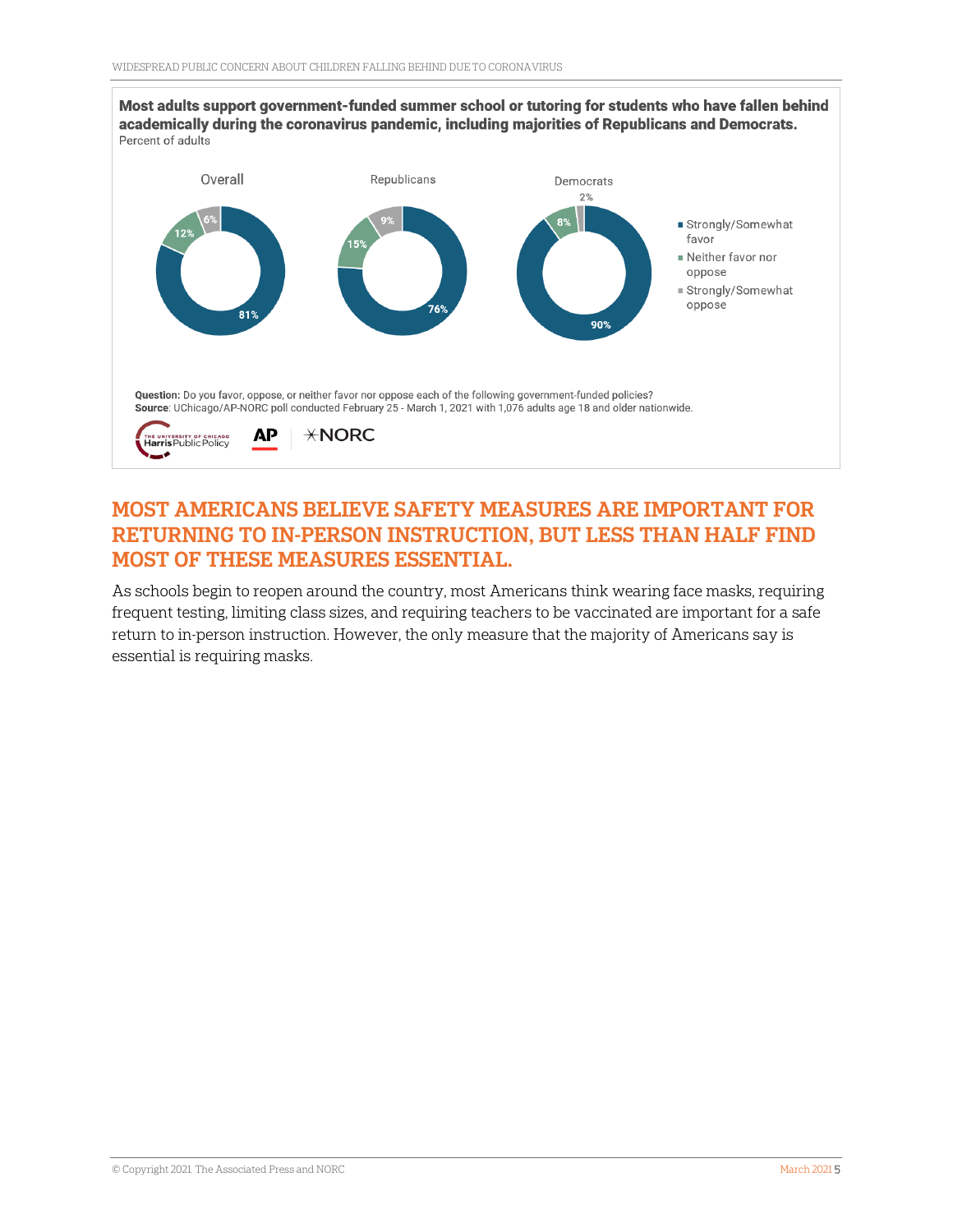**Most adults support government-funded summer school or tutoring for students who have fallen behind academically during the coronavirus pandemic, including majorities of Republicans and Democrats.**

Percent of adults

| | Overall | Republicans | Democrats |
|---|---|---|---|
| Strongly/Somewhat favor | 81% | 76% | 90% |
| Neither favor nor oppose | 12% | 15% | 8% |
| Strongly/Somewhat oppose | 6% | 9% | 2% |

**Question:** Do you favor, oppose, or neither favor nor oppose each of the following government-funded policies?
**Source**: UChicago/AP-NORC poll conducted February 25 - March 1, 2021 with 1,076 adults age 18 and older nationwide.

## MOST AMERICANS BELIEVE SAFETY MEASURES ARE IMPORTANT FOR RETURNING TO IN-PERSON INSTRUCTION, BUT LESS THAN HALF FIND MOST OF THESE MEASURES ESSENTIAL.

As schools begin to reopen around the country, most Americans think wearing face masks, requiring frequent testing, limiting class sizes, and requiring teachers to be vaccinated are important for a safe return to in-person instruction. However, the only measure that the majority of Americans say is essential is requiring masks.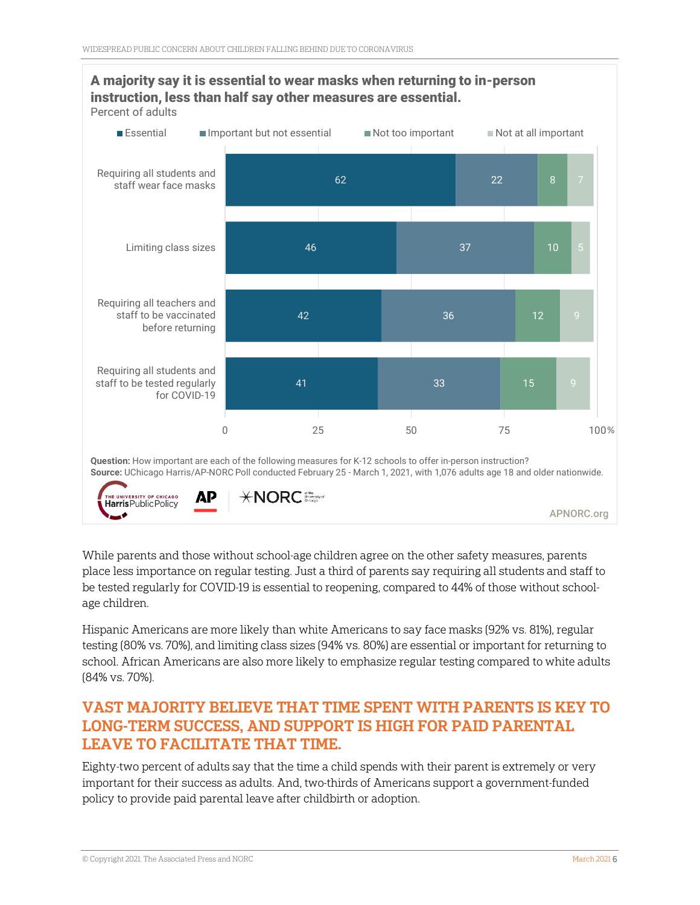**A majority say it is essential to wear masks when returning to in-person instruction, less than half say other measures are essential.**

Percent of adults

| | Essential | Important but not essential | Not too important | Not at all important |
|---|---|---|---|---|
| Requiring all students and staff wear face masks | 62 | 22 | 8 | 7 |
| Limiting class sizes | 46 | 37 | 10 | 5 |
| Requiring all teachers and staff to be vaccinated before returning | 42 | 36 | 12 | 9 |
| Requiring all students and staff to be tested regularly for COVID-19 | 41 | 33 | 15 | 9 |

**Question:** How important are each of the following measures for K-12 schools to offer in-person instruction?
**Source:** UChicago Harris/AP-NORC Poll conducted February 25 - March 1, 2021, with 1,076 adults age 18 and older nationwide.

While parents and those without school-age children agree on the other safety measures, parents place less importance on regular testing. Just a third of parents say requiring all students and staff to be tested regularly for COVID-19 is essential to reopening, compared to 44% of those without school-age children.

Hispanic Americans are more likely than white Americans to say face masks (92% vs. 81%), regular testing (80% vs. 70%), and limiting class sizes (94% vs. 80%) are essential or important for returning to school. African Americans are also more likely to emphasize regular testing compared to white adults (84% vs. 70%).

## VAST MAJORITY BELIEVE THAT TIME SPENT WITH PARENTS IS KEY TO LONG-TERM SUCCESS, AND SUPPORT IS HIGH FOR PAID PARENTAL LEAVE TO FACILITATE THAT TIME.

Eighty-two percent of adults say that the time a child spends with their parent is extremely or very important for their success as adults. And, two-thirds of Americans support a government-funded policy to provide paid parental leave after childbirth or adoption.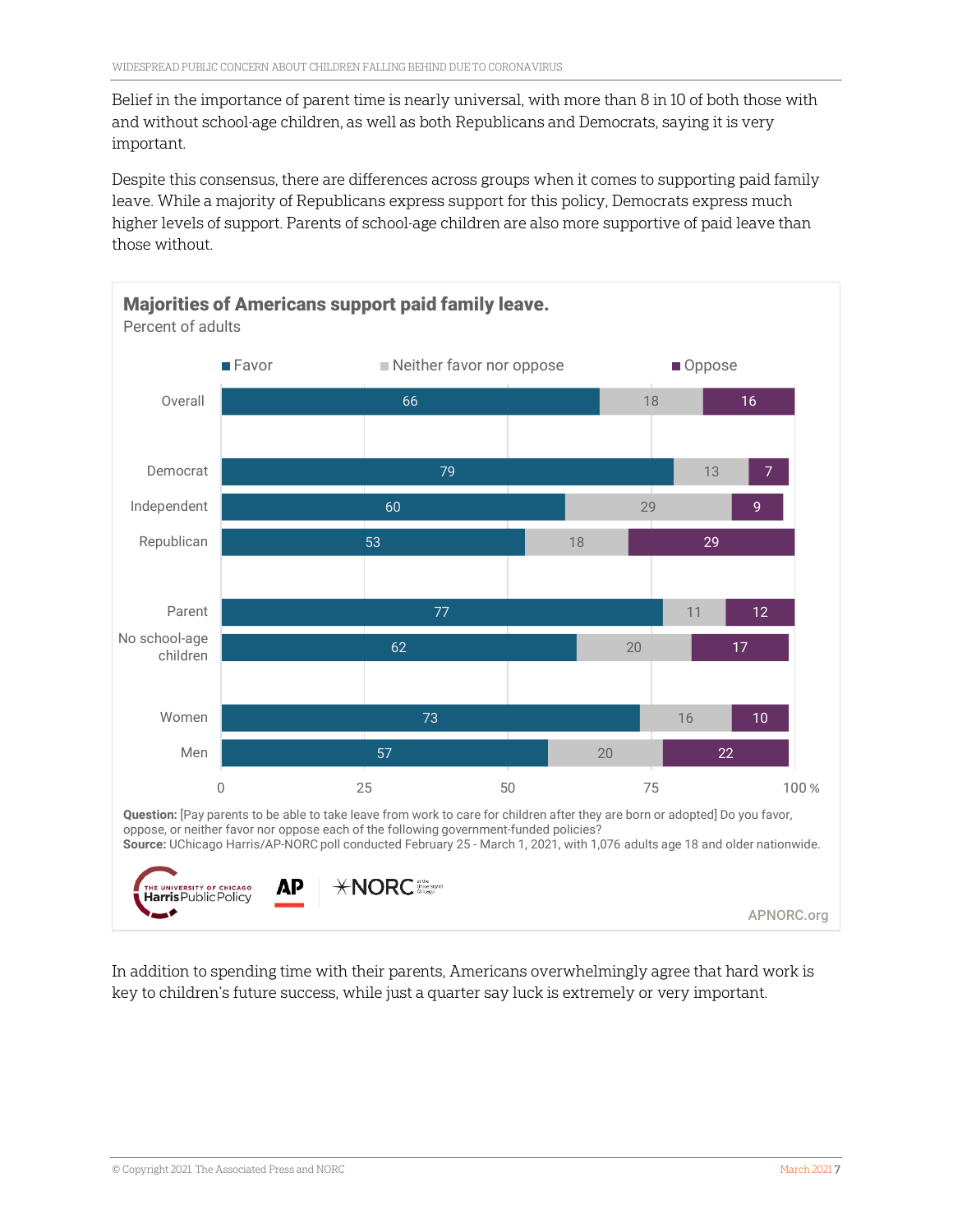Belief in the importance of parent time is nearly universal, with more than 8 in 10 of both those with and without school-age children, as well as both Republicans and Democrats, saying it is very important.

Despite this consensus, there are differences across groups when it comes to supporting paid family leave. While a majority of Republicans express support for this policy, Democrats express much higher levels of support. Parents of school-age children are also more supportive of paid leave than those without.

**Majorities of Americans support paid family leave.**

Percent of adults

| | Favor | Neither favor nor oppose | Oppose |
|---|---|---|---|
| Overall | 66 | 18 | 16 |
| Democrat | 79 | 13 | 7 |
| Independent | 60 | 29 | 9 |
| Republican | 53 | 18 | 29 |
| Parent | 77 | 11 | 12 |
| No school-age children | 62 | 20 | 17 |
| Women | 73 | 16 | 10 |
| Men | 57 | 20 | 22 |

**Question:** [Pay parents to be able to take leave from work to care for children after they are born or adopted] Do you favor, oppose, or neither favor nor oppose each of the following government-funded policies?
**Source:** UChicago Harris/AP-NORC poll conducted February 25 - March 1, 2021, with 1,076 adults age 18 and older nationwide.

APNORC.org

In addition to spending time with their parents, Americans overwhelmingly agree that hard work is key to children's future success, while just a quarter say luck is extremely or very important.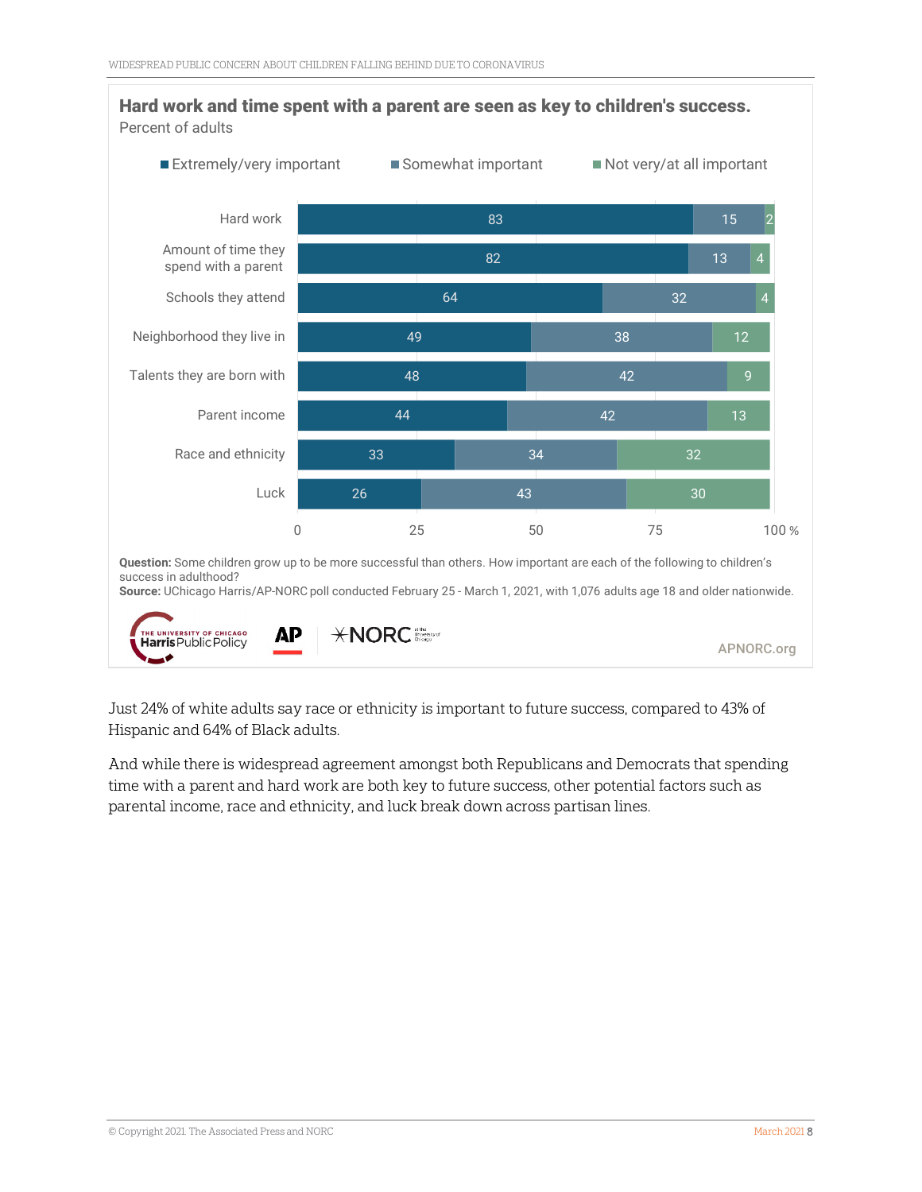## Hard work and time spent with a parent are seen as key to children's success.

Percent of adults

| | Extremely/very important | Somewhat important | Not very/at all important |
|---|---|---|---|
| Hard work | 83 | 15 | 2 |
| Amount of time they spend with a parent | 82 | 13 | 4 |
| Schools they attend | 64 | 32 | 4 |
| Neighborhood they live in | 49 | 38 | 12 |
| Talents they are born with | 48 | 42 | 9 |
| Parent income | 44 | 42 | 13 |
| Race and ethnicity | 33 | 34 | 32 |
| Luck | 26 | 43 | 30 |

**Question:** Some children grow up to be more successful than others. How important are each of the following to children's success in adulthood?

**Source:** UChicago Harris/AP-NORC poll conducted February 25 - March 1, 2021, with 1,076 adults age 18 and older nationwide.

APNORC.org

Just 24% of white adults say race or ethnicity is important to future success, compared to 43% of Hispanic and 64% of Black adults.

And while there is widespread agreement amongst both Republicans and Democrats that spending time with a parent and hard work are both key to future success, other potential factors such as parental income, race and ethnicity, and luck break down across partisan lines.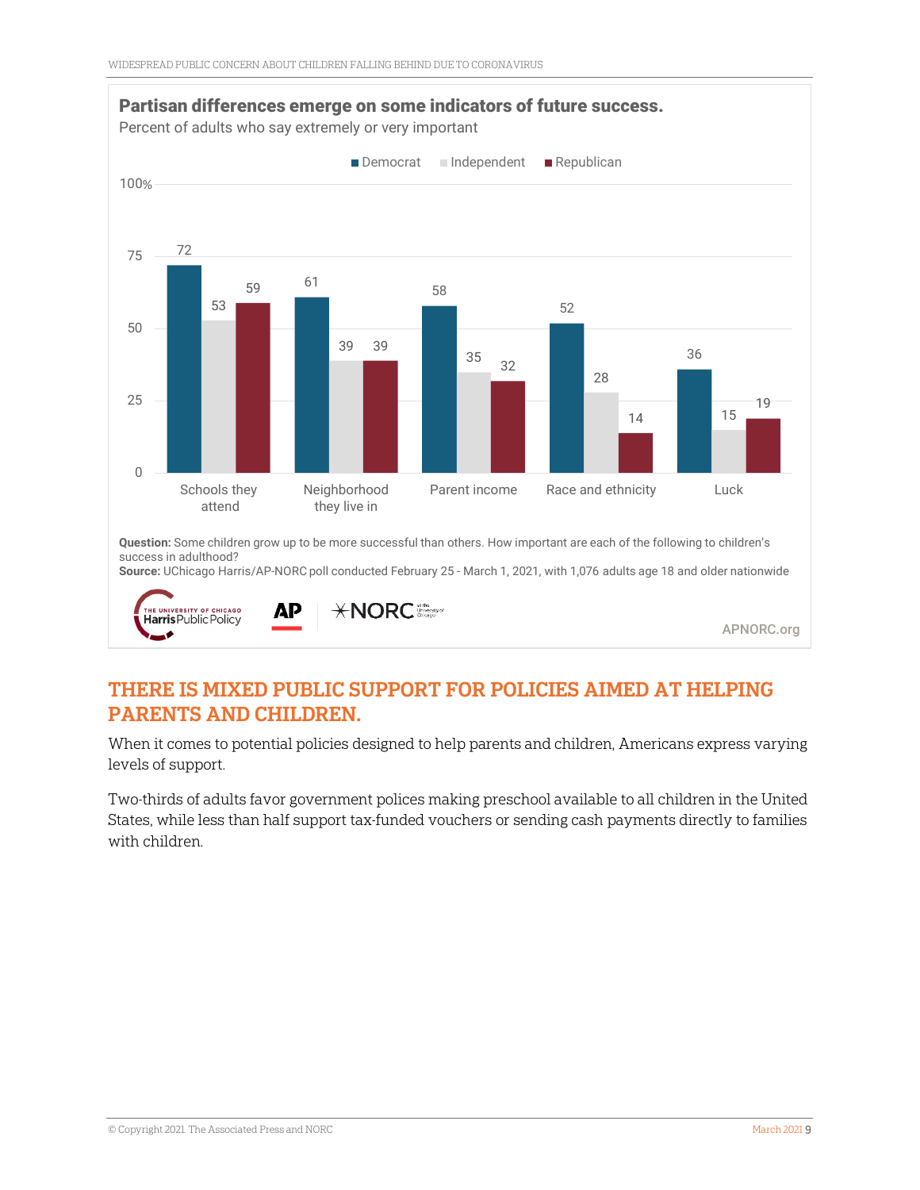**Partisan differences emerge on some indicators of future success.**

Percent of adults who say extremely or very important

| | Democrat | Independent | Republican |
|---|---|---|---|
| Schools they attend | 72 | 53 | 59 |
| Neighborhood they live in | 61 | 39 | 39 |
| Parent income | 58 | 35 | 32 |
| Race and ethnicity | 52 | 28 | 14 |
| Luck | 36 | 15 | 19 |

**Question:** Some children grow up to be more successful than others. How important are each of the following to children's success in adulthood?

**Source:** UChicago Harris/AP-NORC poll conducted February 25 - March 1, 2021, with 1,076 adults age 18 and older nationwide

APNORC.org

## THERE IS MIXED PUBLIC SUPPORT FOR POLICIES AIMED AT HELPING PARENTS AND CHILDREN.

When it comes to potential policies designed to help parents and children, Americans express varying levels of support.

Two-thirds of adults favor government polices making preschool available to all children in the United States, while less than half support tax-funded vouchers or sending cash payments directly to families with children.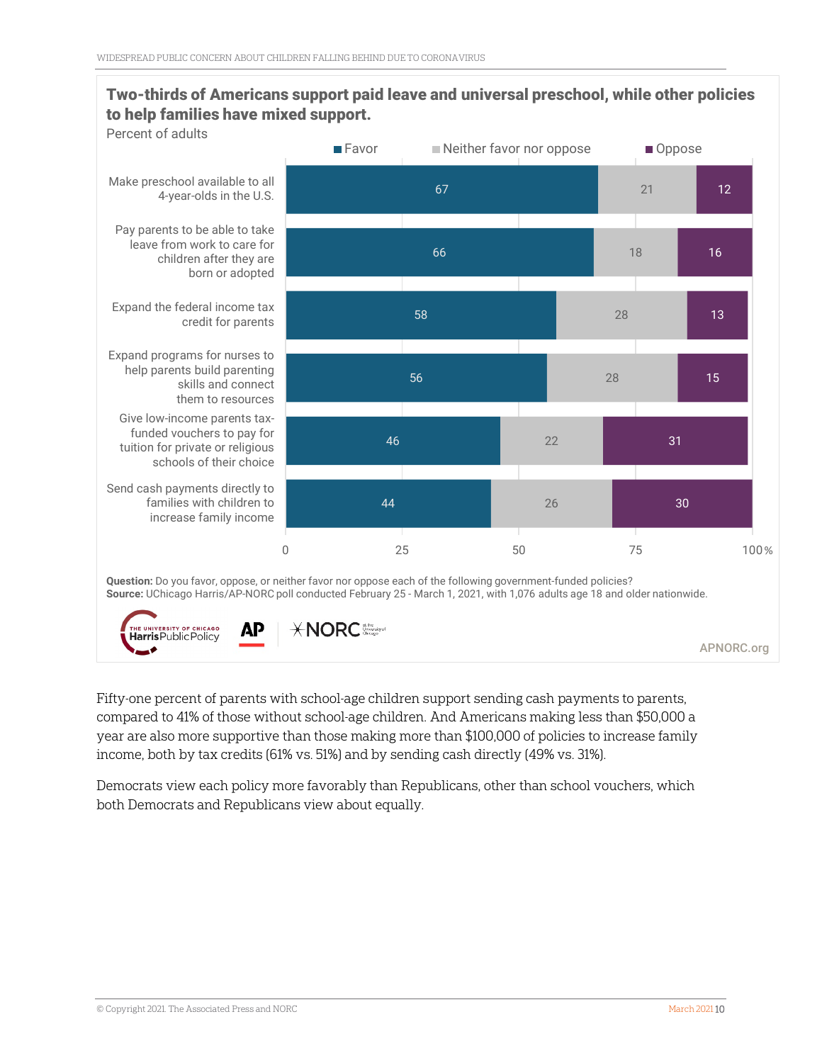**Two-thirds of Americans support paid leave and universal preschool, while other policies to help families have mixed support.**

Percent of adults

| | Favor | Neither favor nor oppose | Oppose |
|---|---|---|---|
| Make preschool available to all 4-year-olds in the U.S. | 67 | 21 | 12 |
| Pay parents to be able to take leave from work to care for children after they are born or adopted | 66 | 18 | 16 |
| Expand the federal income tax credit for parents | 58 | 28 | 13 |
| Expand programs for nurses to help parents build parenting skills and connect them to resources | 56 | 28 | 15 |
| Give low-income parents tax-funded vouchers to pay for tuition for private or religious schools of their choice | 46 | 22 | 31 |
| Send cash payments directly to families with children to increase family income | 44 | 26 | 30 |

**Question:** Do you favor, oppose, or neither favor nor oppose each of the following government-funded policies?
**Source:** UChicago Harris/AP-NORC poll conducted February 25 - March 1, 2021, with 1,076 adults age 18 and older nationwide.

Fifty-one percent of parents with school-age children support sending cash payments to parents, compared to 41% of those without school-age children. And Americans making less than $50,000 a year are also more supportive than those making more than $100,000 of policies to increase family income, both by tax credits (61% vs. 51%) and by sending cash directly (49% vs. 31%).

Democrats view each policy more favorably than Republicans, other than school vouchers, which both Democrats and Republicans view about equally.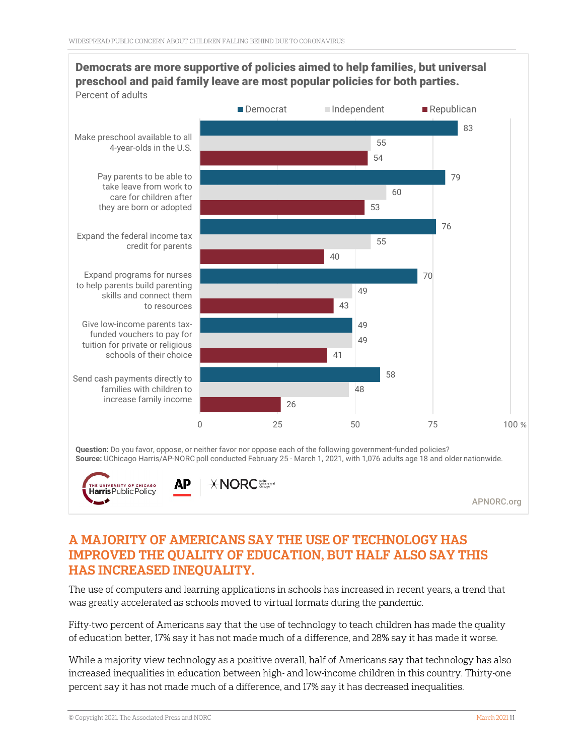**Democrats are more supportive of policies aimed to help families, but universal preschool and paid family leave are most popular policies for both parties.**

Percent of adults

| Policy | Democrat | Independent | Republican |
|---|---|---|---|
| Make preschool available to all 4-year-olds in the U.S. | 83 | 55 | 54 |
| Pay parents to be able to take leave from work to care for children after they are born or adopted | 79 | 60 | 53 |
| Expand the federal income tax credit for parents | 76 | 55 | 40 |
| Expand programs for nurses to help parents build parenting skills and connect them to resources | 70 | 49 | 43 |
| Give low-income parents tax-funded vouchers to pay for tuition for private or religious schools of their choice | 49 | 49 | 41 |
| Send cash payments directly to families with children to increase family income | 58 | 48 | 26 |

**Question:** Do you favor, oppose, or neither favor nor oppose each of the following government-funded policies?
**Source:** UChicago Harris/AP-NORC poll conducted February 25 - March 1, 2021, with 1,076 adults age 18 and older nationwide.

APNORC.org

## A MAJORITY OF AMERICANS SAY THE USE OF TECHNOLOGY HAS IMPROVED THE QUALITY OF EDUCATION, BUT HALF ALSO SAY THIS HAS INCREASED INEQUALITY.

The use of computers and learning applications in schools has increased in recent years, a trend that was greatly accelerated as schools moved to virtual formats during the pandemic.

Fifty-two percent of Americans say that the use of technology to teach children has made the quality of education better, 17% say it has not made much of a difference, and 28% say it has made it worse.

While a majority view technology as a positive overall, half of Americans say that technology has also increased inequalities in education between high- and low-income children in this country. Thirty-one percent say it has not made much of a difference, and 17% say it has decreased inequalities.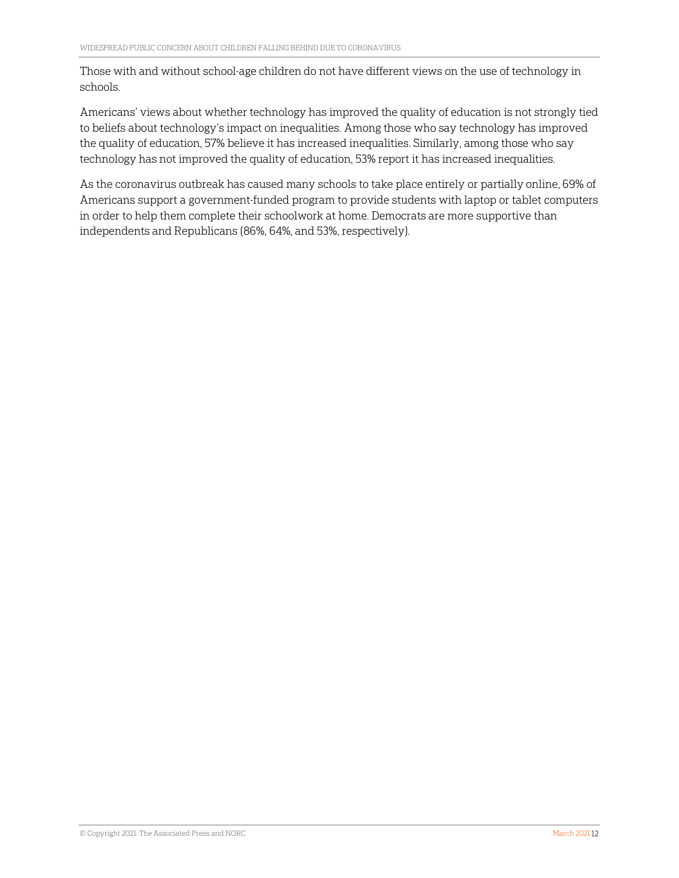Those with and without school-age children do not have different views on the use of technology in schools.

Americans' views about whether technology has improved the quality of education is not strongly tied to beliefs about technology's impact on inequalities. Among those who say technology has improved the quality of education, 57% believe it has increased inequalities. Similarly, among those who say technology has not improved the quality of education, 53% report it has increased inequalities.

As the coronavirus outbreak has caused many schools to take place entirely or partially online, 69% of Americans support a government-funded program to provide students with laptop or tablet computers in order to help them complete their schoolwork at home. Democrats are more supportive than independents and Republicans (86%, 64%, and 53%, respectively).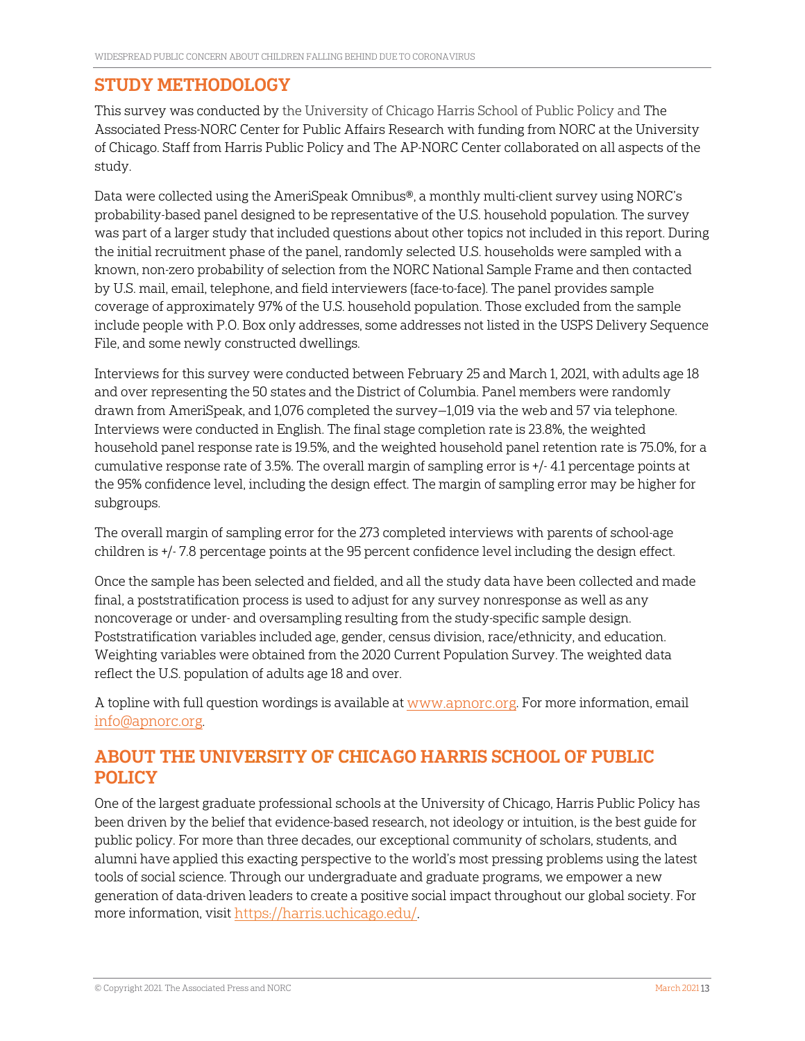## STUDY METHODOLOGY

This survey was conducted by the University of Chicago Harris School of Public Policy and The Associated Press-NORC Center for Public Affairs Research with funding from NORC at the University of Chicago. Staff from Harris Public Policy and The AP-NORC Center collaborated on all aspects of the study.

Data were collected using the AmeriSpeak Omnibus®, a monthly multi-client survey using NORC's probability-based panel designed to be representative of the U.S. household population. The survey was part of a larger study that included questions about other topics not included in this report. During the initial recruitment phase of the panel, randomly selected U.S. households were sampled with a known, non-zero probability of selection from the NORC National Sample Frame and then contacted by U.S. mail, email, telephone, and field interviewers (face-to-face). The panel provides sample coverage of approximately 97% of the U.S. household population. Those excluded from the sample include people with P.O. Box only addresses, some addresses not listed in the USPS Delivery Sequence File, and some newly constructed dwellings.

Interviews for this survey were conducted between February 25 and March 1, 2021, with adults age 18 and over representing the 50 states and the District of Columbia. Panel members were randomly drawn from AmeriSpeak, and 1,076 completed the survey—1,019 via the web and 57 via telephone. Interviews were conducted in English. The final stage completion rate is 23.8%, the weighted household panel response rate is 19.5%, and the weighted household panel retention rate is 75.0%, for a cumulative response rate of 3.5%. The overall margin of sampling error is +/- 4.1 percentage points at the 95% confidence level, including the design effect. The margin of sampling error may be higher for subgroups.

The overall margin of sampling error for the 273 completed interviews with parents of school-age children is +/- 7.8 percentage points at the 95 percent confidence level including the design effect.

Once the sample has been selected and fielded, and all the study data have been collected and made final, a poststratification process is used to adjust for any survey nonresponse as well as any noncoverage or under- and oversampling resulting from the study-specific sample design. Poststratification variables included age, gender, census division, race/ethnicity, and education. Weighting variables were obtained from the 2020 Current Population Survey. The weighted data reflect the U.S. population of adults age 18 and over.

A topline with full question wordings is available at www.apnorc.org. For more information, email info@apnorc.org.

## ABOUT THE UNIVERSITY OF CHICAGO HARRIS SCHOOL OF PUBLIC POLICY

One of the largest graduate professional schools at the University of Chicago, Harris Public Policy has been driven by the belief that evidence-based research, not ideology or intuition, is the best guide for public policy. For more than three decades, our exceptional community of scholars, students, and alumni have applied this exacting perspective to the world's most pressing problems using the latest tools of social science. Through our undergraduate and graduate programs, we empower a new generation of data-driven leaders to create a positive social impact throughout our global society. For more information, visit https://harris.uchicago.edu/.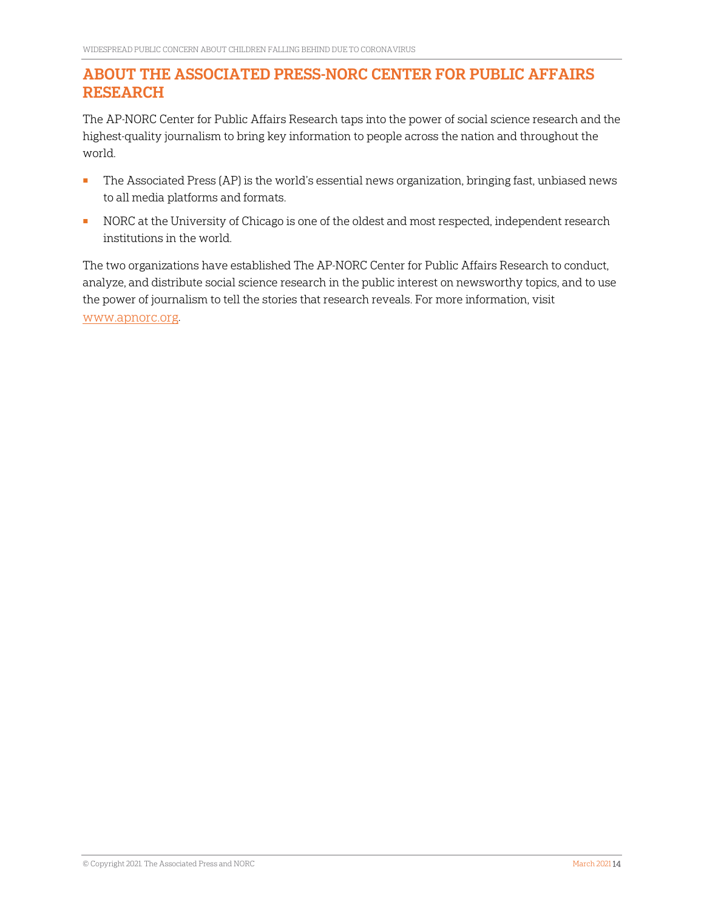## ABOUT THE ASSOCIATED PRESS-NORC CENTER FOR PUBLIC AFFAIRS RESEARCH

The AP-NORC Center for Public Affairs Research taps into the power of social science research and the highest-quality journalism to bring key information to people across the nation and throughout the world.

- The Associated Press (AP) is the world's essential news organization, bringing fast, unbiased news to all media platforms and formats.
- NORC at the University of Chicago is one of the oldest and most respected, independent research institutions in the world.

The two organizations have established The AP-NORC Center for Public Affairs Research to conduct, analyze, and distribute social science research in the public interest on newsworthy topics, and to use the power of journalism to tell the stories that research reveals. For more information, visit www.apnorc.org.